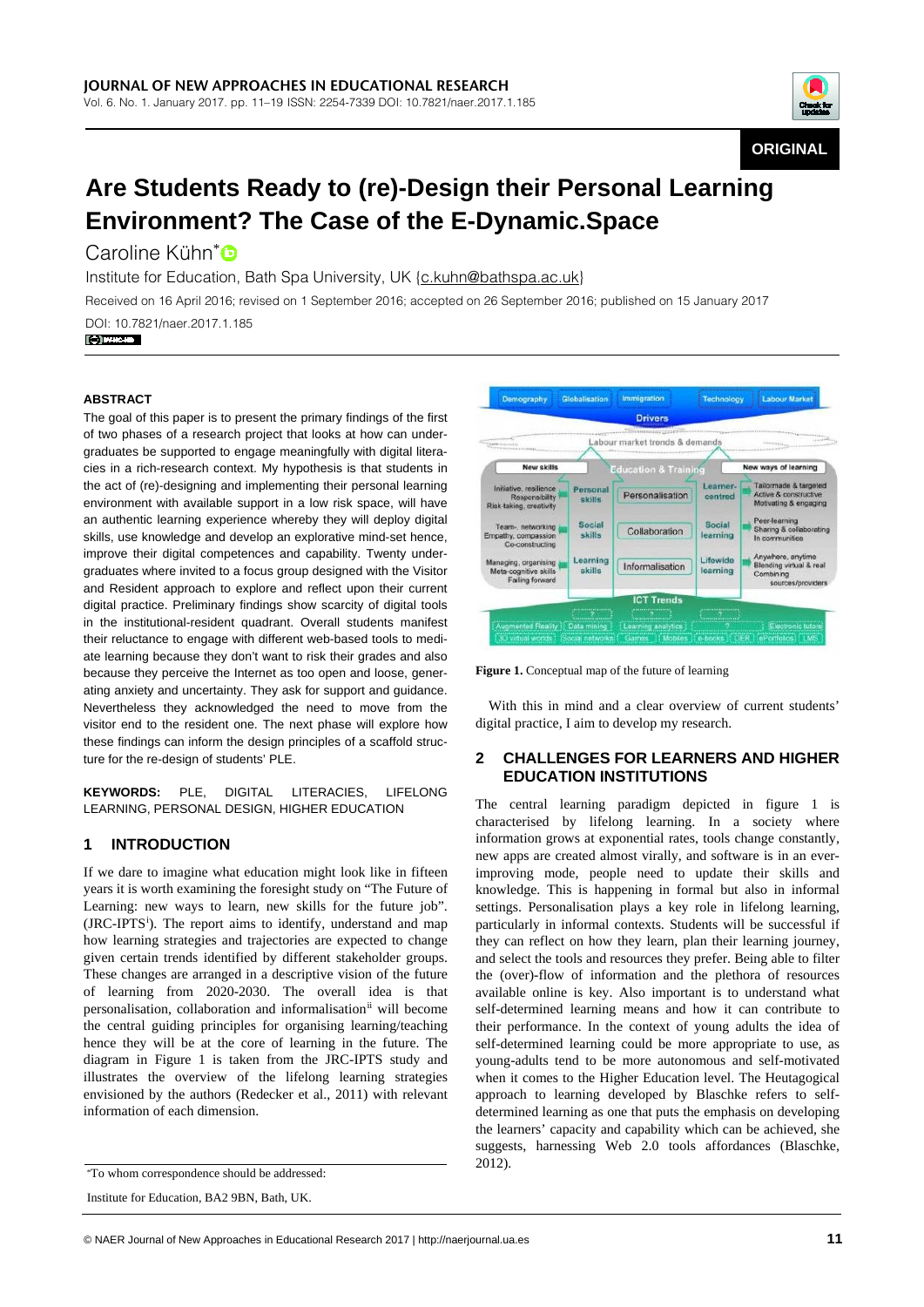ORIGINAL

# Are Students Ready to (re)-Design their Personal Learning Environment? The Case of the E-Dynamic.Space

Caroline Kühn*

Institute for Education, Bath Spa University, UK {c.kuhn@bathspa.ac.uk}

Received on 16 April 2016; revised on 1 September 2016; accepted on 26 September 2016; published on 15 January 2017

DOI: 10.7821/naer.2017.1.185

### ABSTRACT

The goal of this paper is to present the primary findings of the first of two phases of a research project that looks at how can undergraduates be supported to engage meaningfully with digital literacies in a rich-research context. My hypothesis is that students in the act of (re)-designing and implementing their personal learning environment with available support in a low risk space, will have an authentic learning experience whereby they will deploy digital skills, use knowledge and develop an explorative mind-set hence, improve their digital competences and capability. Twenty undergraduates where invited to a focus group designed with the Visitor and Resident approach to explore and reflect upon their current digital practice. Preliminary findings show scarcity of digital tools in the institutional-resident quadrant. Overall students manifest their reluctance to engage with different web-based tools to mediate learning because they don't want to risk their grades and also because they perceive the Internet as too open and loose, generating anxiety and uncertainty. They ask for support and guidance. Nevertheless they acknowledged the need to move from the visitor end to the resident one. The next phase will explore how these findings can inform the design principles of a scaffold structure for the re-design of students' PLE.

**KEYWORDS:** PLE, DIGITAL LITERACIES, LIFELONG LEARNING, PERSONAL DESIGN, HIGHER EDUCATION

## 1 INTRODUCTION

If we dare to imagine what education might look like in fifteen years it is worth examining the foresight study on "The Future of Learning: new ways to learn, new skills for the future job". (JRC-IPTS[i]). The report aims to identify, understand and map how learning strategies and trajectories are expected to change given certain trends identified by different stakeholder groups. These changes are arranged in a descriptive vision of the future of learning from 2020-2030. The overall idea is that personalisation, collaboration and informalisation[ii] will become the central guiding principles for organising learning/teaching hence they will be at the core of learning in the future. The diagram in Figure 1 is taken from the JRC-IPTS study and illustrates the overview of the lifelong learning strategies envisioned by the authors (Redecker et al., 2011) with relevant information of each dimension.

Demography | Globalisation | Immigration | Technology | Labour Market
Drivers
Labour market trends & demands
New skills | Education & Training | New ways of learning
Initiative, resilience, Responsibility, Risk-taking, creativity | Personal skills | Personalisation | Learner-centred | Tailormade & targeted, Active & constructive, Motivating & engaging
Team-, networking, Empathy, compassion, Co-constructing | Social skills | Collaboration | Social learning | Peer-learning, Sharing & collaborating, In communities
Managing, organising, Meta-cognitive skills, Failing forward | Learning skills | Informalisation | Lifewide learning | Anywhere, anytime, Blending virtual & real, Combining sources/providers
ICT Trends
Augmented Reality | Data mining | Learning analytics | Electronic tutors
3D virtual worlds | Social networks | Games | Mobiles | e-books | OER | ePortfolios | LMS

**Figure 1.** Conceptual map of the future of learning

With this in mind and a clear overview of current students' digital practice, I aim to develop my research.

## 2 CHALLENGES FOR LEARNERS AND HIGHER EDUCATION INSTITUTIONS

The central learning paradigm depicted in figure 1 is characterised by lifelong learning. In a society where information grows at exponential rates, tools change constantly, new apps are created almost virally, and software is in an ever-improving mode, people need to update their skills and knowledge. This is happening in formal but also in informal settings. Personalisation plays a key role in lifelong learning, particularly in informal contexts. Students will be successful if they can reflect on how they learn, plan their learning journey, and select the tools and resources they prefer. Being able to filter the (over)-flow of information and the plethora of resources available online is key. Also important is to understand what self-determined learning means and how it can contribute to their performance. In the context of young adults the idea of self-determined learning could be more appropriate to use, as young-adults tend to be more autonomous and self-motivated when it comes to the Higher Education level. The Heutagogical approach to learning developed by Blaschke refers to self-determined learning as one that puts the emphasis on developing the learners' capacity and capability which can be achieved, she suggests, harnessing Web 2.0 tools affordances (Blaschke, 2012).

---

*To whom correspondence should be addressed:

Institute for Education, BA2 9BN, Bath, UK.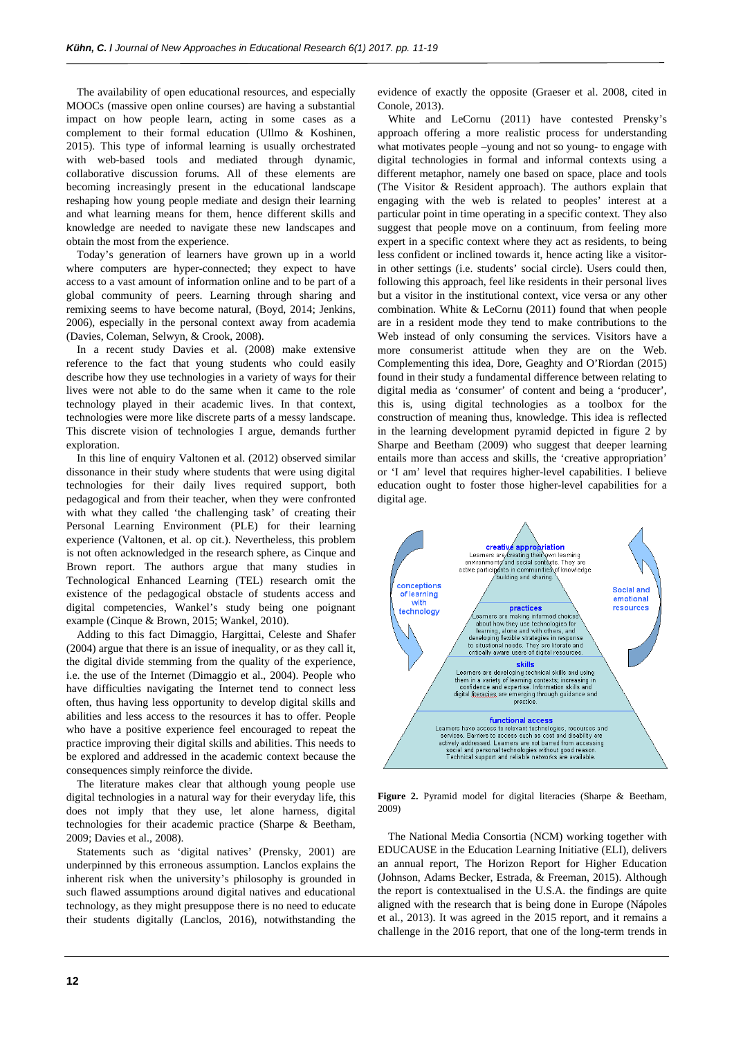The availability of open educational resources, and especially MOOCs (massive open online courses) are having a substantial impact on how people learn, acting in some cases as a complement to their formal education (Ullmo & Koshinen, 2015). This type of informal learning is usually orchestrated with web-based tools and mediated through dynamic, collaborative discussion forums. All of these elements are becoming increasingly present in the educational landscape reshaping how young people mediate and design their learning and what learning means for them, hence different skills and knowledge are needed to navigate these new landscapes and obtain the most from the experience.

Today's generation of learners have grown up in a world where computers are hyper-connected; they expect to have access to a vast amount of information online and to be part of a global community of peers. Learning through sharing and remixing seems to have become natural, (Boyd, 2014; Jenkins, 2006), especially in the personal context away from academia (Davies, Coleman, Selwyn, & Crook, 2008).

In a recent study Davies et al. (2008) make extensive reference to the fact that young students who could easily describe how they use technologies in a variety of ways for their lives were not able to do the same when it came to the role technology played in their academic lives. In that context, technologies were more like discrete parts of a messy landscape. This discrete vision of technologies I argue, demands further exploration.

In this line of enquiry Valtonen et al. (2012) observed similar dissonance in their study where students that were using digital technologies for their daily lives required support, both pedagogical and from their teacher, when they were confronted with what they called 'the challenging task' of creating their Personal Learning Environment (PLE) for their learning experience (Valtonen, et al. op cit.). Nevertheless, this problem is not often acknowledged in the research sphere, as Cinque and Brown report. The authors argue that many studies in Technological Enhanced Learning (TEL) research omit the existence of the pedagogical obstacle of students access and digital competencies, Wankel's study being one poignant example (Cinque & Brown, 2015; Wankel, 2010).

Adding to this fact Dimaggio, Hargittai, Celeste and Shafer (2004) argue that there is an issue of inequality, or as they call it, the digital divide stemming from the quality of the experience, i.e. the use of the Internet (Dimaggio et al., 2004). People who have difficulties navigating the Internet tend to connect less often, thus having less opportunity to develop digital skills and abilities and less access to the resources it has to offer. People who have a positive experience feel encouraged to repeat the practice improving their digital skills and abilities. This needs to be explored and addressed in the academic context because the consequences simply reinforce the divide.

The literature makes clear that although young people use digital technologies in a natural way for their everyday life, this does not imply that they use, let alone harness, digital technologies for their academic practice (Sharpe & Beetham, 2009; Davies et al., 2008).

Statements such as 'digital natives' (Prensky, 2001) are underpinned by this erroneous assumption. Lanclos explains the inherent risk when the university's philosophy is grounded in such flawed assumptions around digital natives and educational technology, as they might presuppose there is no need to educate their students digitally (Lanclos, 2016), notwithstanding the evidence of exactly the opposite (Graeser et al. 2008, cited in Conole, 2013).

White and LeCornu (2011) have contested Prensky's approach offering a more realistic process for understanding what motivates people –young and not so young- to engage with digital technologies in formal and informal contexts using a different metaphor, namely one based on space, place and tools (The Visitor & Resident approach). The authors explain that engaging with the web is related to peoples' interest at a particular point in time operating in a specific context. They also suggest that people move on a continuum, from feeling more expert in a specific context where they act as residents, to being less confident or inclined towards it, hence acting like a visitor-in other settings (i.e. students' social circle). Users could then, following this approach, feel like residents in their personal lives but a visitor in the institutional context, vice versa or any other combination. White & LeCornu (2011) found that when people are in a resident mode they tend to make contributions to the Web instead of only consuming the services. Visitors have a more consumerist attitude when they are on the Web. Complementing this idea, Dore, Geaghty and O'Riordan (2015) found in their study a fundamental difference between relating to digital media as 'consumer' of content and being a 'producer', this is, using digital technologies as a toolbox for the construction of meaning thus, knowledge. This idea is reflected in the learning development pyramid depicted in figure 2 by Sharpe and Beetham (2009) who suggest that deeper learning entails more than access and skills, the 'creative appropriation' or 'I am' level that requires higher-level capabilities. I believe education ought to foster those higher-level capabilities for a digital age.

creative appropriation
Learners are creating their own learning environments and social contexts. They are active participants in communities of knowledge building and sharing.

practices
Learners are making informed choices about how they use technologies for learning, alone and with others, and developing flexible strategies in response to situational needs. They are literate and critically aware users of digital resources.

skills
Learners are developing technical skills and using them in a variety of learning contexts; increasing in confidence and expertise. Information skills and digital literacies are emerging through guidance and practice.

functional access
Learners have access to relevant technologies, resources and services. Barriers to access such as cost and disability are actively addressed. Learners are not barred from accessing social and personal technologies without good reason. Technical support and reliable networks are available.

conceptions of learning with technology

Social and emotional resources

**Figure 2.** Pyramid model for digital literacies (Sharpe & Beetham, 2009)

The National Media Consortia (NCM) working together with EDUCAUSE in the Education Learning Initiative (ELI), delivers an annual report, The Horizon Report for Higher Education (Johnson, Adams Becker, Estrada, & Freeman, 2015). Although the report is contextualised in the U.S.A. the findings are quite aligned with the research that is being done in Europe (Nápoles et al., 2013). It was agreed in the 2015 report, and it remains a challenge in the 2016 report, that one of the long-term trends in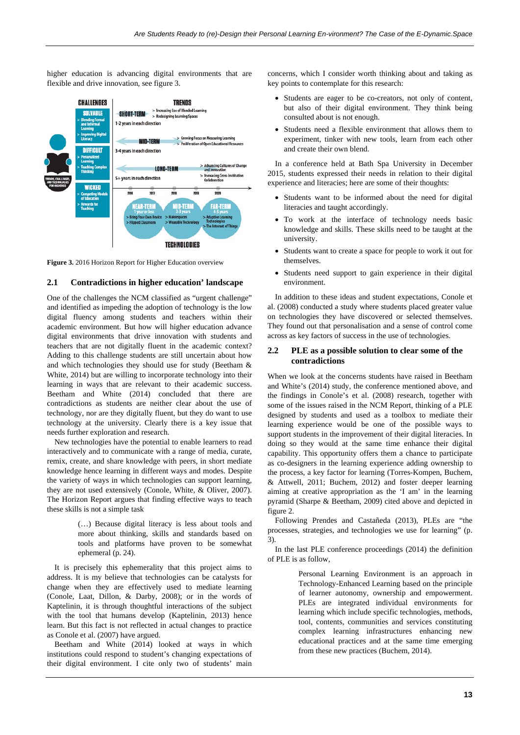higher education is advancing digital environments that are flexible and drive innovation, see figure 3.

**Figure 3.** 2016 Horizon Report for Higher Education overview

## 2.1 Contradictions in higher education' landscape

One of the challenges the NCM classified as "urgent challenge" and identified as impeding the adoption of technology is the low digital fluency among students and teachers within their academic environment. But how will higher education advance digital environments that drive innovation with students and teachers that are not digitally fluent in the academic context? Adding to this challenge students are still uncertain about how and which technologies they should use for study (Beetham & White, 2014) but are willing to incorporate technology into their learning in ways that are relevant to their academic success. Beetham and White (2014) concluded that there are contradictions as students are neither clear about the use of technology, nor are they digitally fluent, but they do want to use technology at the university. Clearly there is a key issue that needs further exploration and research.

New technologies have the potential to enable learners to read interactively and to communicate with a range of media, curate, remix, create, and share knowledge with peers, in short mediate knowledge hence learning in different ways and modes. Despite the variety of ways in which technologies can support learning, they are not used extensively (Conole, White, & Oliver, 2007). The Horizon Report argues that finding effective ways to teach these skills is not a simple task

> (…) Because digital literacy is less about tools and more about thinking, skills and standards based on tools and platforms have proven to be somewhat ephemeral (p. 24).

It is precisely this ephemerality that this project aims to address. It is my believe that technologies can be catalysts for change when they are effectively used to mediate learning (Conole, Laat, Dillon, & Darby, 2008); or in the words of Kaptelinin, it is through thoughtful interactions of the subject with the tool that humans develop (Kaptelinin, 2013) hence learn. But this fact is not reflected in actual changes to practice as Conole et al. (2007) have argued.

Beetham and White (2014) looked at ways in which institutions could respond to student's changing expectations of their digital environment. I cite only two of students' main concerns, which I consider worth thinking about and taking as key points to contemplate for this research:

- Students are eager to be co-creators, not only of content, but also of their digital environment. They think being consulted about is not enough.
- Students need a flexible environment that allows them to experiment, tinker with new tools, learn from each other and create their own blend.

In a conference held at Bath Spa University in December 2015, students expressed their needs in relation to their digital experience and literacies; here are some of their thoughts:

- Students want to be informed about the need for digital literacies and taught accordingly.
- To work at the interface of technology needs basic knowledge and skills. These skills need to be taught at the university.
- Students want to create a space for people to work it out for themselves.
- Students need support to gain experience in their digital environment.

In addition to these ideas and student expectations, Conole et al. (2008) conducted a study where students placed greater value on technologies they have discovered or selected themselves. They found out that personalisation and a sense of control come across as key factors of success in the use of technologies.

## 2.2 PLE as a possible solution to clear some of the contradictions

When we look at the concerns students have raised in Beetham and White's (2014) study, the conference mentioned above, and the findings in Conole's et al. (2008) research, together with some of the issues raised in the NCM Report, thinking of a PLE designed by students and used as a toolbox to mediate their learning experience would be one of the possible ways to support students in the improvement of their digital literacies. In doing so they would at the same time enhance their digital capability. This opportunity offers them a chance to participate as co-designers in the learning experience adding ownership to the process, a key factor for learning (Torres-Kompen, Buchem, & Attwell, 2011; Buchem, 2012) and foster deeper learning aiming at creative appropriation as the 'I am' in the learning pyramid (Sharpe & Beetham, 2009) cited above and depicted in figure 2.

Following Prendes and Castañeda (2013), PLEs are "the processes, strategies, and technologies we use for learning" (p. 3).

In the last PLE conference proceedings (2014) the definition of PLE is as follow,

> Personal Learning Environment is an approach in Technology-Enhanced Learning based on the principle of learner autonomy, ownership and empowerment. PLEs are integrated individual environments for learning which include specific technologies, methods, tool, contents, communities and services constituting complex learning infrastructures enhancing new educational practices and at the same time emerging from these new practices (Buchem, 2014).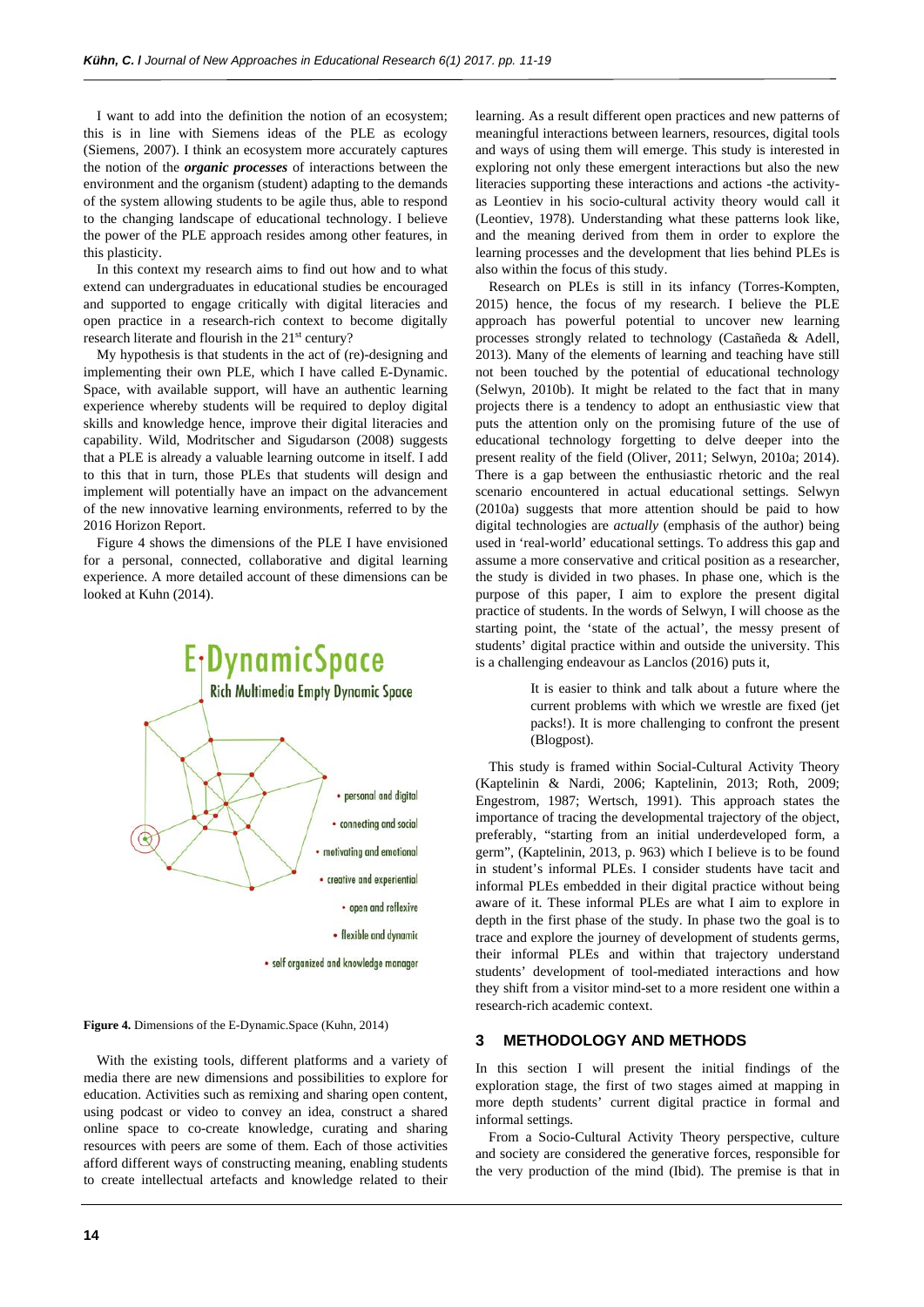I want to add into the definition the notion of an ecosystem; this is in line with Siemens ideas of the PLE as ecology (Siemens, 2007). I think an ecosystem more accurately captures the notion of the ***organic processes*** of interactions between the environment and the organism (student) adapting to the demands of the system allowing students to be agile thus, able to respond to the changing landscape of educational technology. I believe the power of the PLE approach resides among other features, in this plasticity.

In this context my research aims to find out how and to what extend can undergraduates in educational studies be encouraged and supported to engage critically with digital literacies and open practice in a research-rich context to become digitally research literate and flourish in the 21st century?

My hypothesis is that students in the act of (re)-designing and implementing their own PLE, which I have called E-Dynamic. Space, with available support, will have an authentic learning experience whereby students will be required to deploy digital skills and knowledge hence, improve their digital literacies and capability. Wild, Modritscher and Sigudarson (2008) suggests that a PLE is already a valuable learning outcome in itself. I add to this that in turn, those PLEs that students will design and implement will potentially have an impact on the advancement of the new innovative learning environments, referred to by the 2016 Horizon Report.

Figure 4 shows the dimensions of the PLE I have envisioned for a personal, connected, collaborative and digital learning experience. A more detailed account of these dimensions can be looked at Kuhn (2014).

E·DynamicSpace

Rich Multimedia Empty Dynamic Space

- personal and digital
- connecting and social
- motivating and emotional
- creative and experiential
- open and reflexive
- flexible and dynamic
- self organized and knowledge manager

**Figure 4.** Dimensions of the E-Dynamic.Space (Kuhn, 2014)

With the existing tools, different platforms and a variety of media there are new dimensions and possibilities to explore for education. Activities such as remixing and sharing open content, using podcast or video to convey an idea, construct a shared online space to co-create knowledge, curating and sharing resources with peers are some of them. Each of those activities afford different ways of constructing meaning, enabling students to create intellectual artefacts and knowledge related to their learning. As a result different open practices and new patterns of meaningful interactions between learners, resources, digital tools and ways of using them will emerge. This study is interested in exploring not only these emergent interactions but also the new literacies supporting these interactions and actions -the activity- as Leontiev in his socio-cultural activity theory would call it (Leontiev, 1978). Understanding what these patterns look like, and the meaning derived from them in order to explore the learning processes and the development that lies behind PLEs is also within the focus of this study.

Research on PLEs is still in its infancy (Torres-Kompten, 2015) hence, the focus of my research. I believe the PLE approach has powerful potential to uncover new learning processes strongly related to technology (Castañeda & Adell, 2013). Many of the elements of learning and teaching have still not been touched by the potential of educational technology (Selwyn, 2010b). It might be related to the fact that in many projects there is a tendency to adopt an enthusiastic view that puts the attention only on the promising future of the use of educational technology forgetting to delve deeper into the present reality of the field (Oliver, 2011; Selwyn, 2010a; 2014). There is a gap between the enthusiastic rhetoric and the real scenario encountered in actual educational settings. Selwyn (2010a) suggests that more attention should be paid to how digital technologies are *actually* (emphasis of the author) being used in 'real-world' educational settings. To address this gap and assume a more conservative and critical position as a researcher, the study is divided in two phases. In phase one, which is the purpose of this paper, I aim to explore the present digital practice of students. In the words of Selwyn, I will choose as the starting point, the 'state of the actual', the messy present of students' digital practice within and outside the university. This is a challenging endeavour as Lanclos (2016) puts it,

> It is easier to think and talk about a future where the current problems with which we wrestle are fixed (jet packs!). It is more challenging to confront the present (Blogpost).

This study is framed within Social-Cultural Activity Theory (Kaptelinin & Nardi, 2006; Kaptelinin, 2013; Roth, 2009; Engestrom, 1987; Wertsch, 1991). This approach states the importance of tracing the developmental trajectory of the object, preferably, "starting from an initial underdeveloped form, a germ", (Kaptelinin, 2013, p. 963) which I believe is to be found in student's informal PLEs. I consider students have tacit and informal PLEs embedded in their digital practice without being aware of it. These informal PLEs are what I aim to explore in depth in the first phase of the study. In phase two the goal is to trace and explore the journey of development of students germs, their informal PLEs and within that trajectory understand students' development of tool-mediated interactions and how they shift from a visitor mind-set to a more resident one within a research-rich academic context.

## 3 METHODOLOGY AND METHODS

In this section I will present the initial findings of the exploration stage, the first of two stages aimed at mapping in more depth students' current digital practice in formal and informal settings.

From a Socio-Cultural Activity Theory perspective, culture and society are considered the generative forces, responsible for the very production of the mind (Ibid). The premise is that in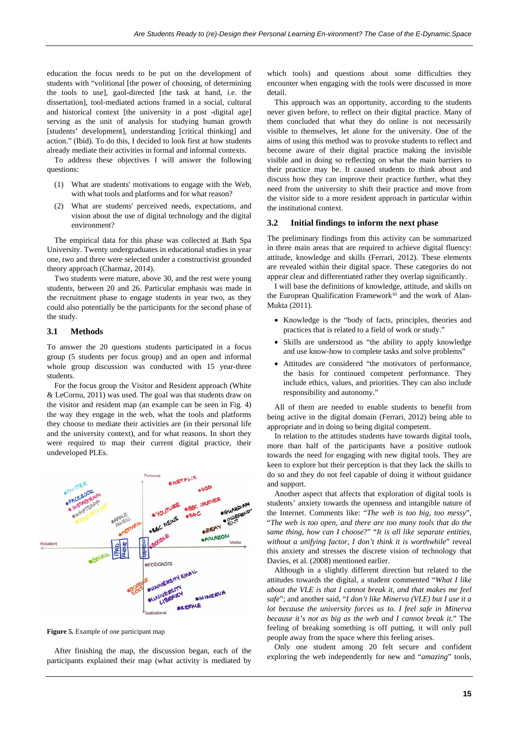education the focus needs to be put on the development of students with "volitional [the power of choosing, of determining the tools to use], gaol-directed [the task at hand, i.e. the dissertation], tool-mediated actions framed in a social, cultural and historical context [the university in a post -digital age] serving as the unit of analysis for studying human growth [students' development], understanding [critical thinking] and action." (Ibid). To do this, I decided to look first at how students already mediate their activities in formal and informal contexts.

To address these objectives I will answer the following questions:

(1) What are students' motivations to engage with the Web, with what tools and platforms and for what reason?

(2) What are students' perceived needs, expectations, and vision about the use of digital technology and the digital environment?

The empirical data for this phase was collected at Bath Spa University. Twenty undergraduates in educational studies in year one, two and three were selected under a constructivist grounded theory approach (Charmaz, 2014).

Two students were mature, above 30, and the rest were young students, between 20 and 26. Particular emphasis was made in the recruitment phase to engage students in year two, as they could also potentially be the participants for the second phase of the study.

### 3.1 Methods

To answer the 20 questions students participated in a focus group (5 students per focus group) and an open and informal whole group discussion was conducted with 15 year-three students.

For the focus group the Visitor and Resident approach (White & LeCornu, 2011) was used. The goal was that students draw on the visitor and resident map (an example can be seen in Fig. 4) the way they engage in the web, what the tools and platforms they choose to mediate their activities are (in their personal life and the university context), and for what reasons. In short they were required to map their current digital practice, their undeveloped PLEs.

**Figure 5.** Example of one participant map

After finishing the map, the discussion began, each of the participants explained their map (what activity is mediated by which tools) and questions about some difficulties they encounter when engaging with the tools were discussed in more detail.

This approach was an opportunity, according to the students never given before, to reflect on their digital practice. Many of them concluded that what they do online is not necessarily visible to themselves, let alone for the university. One of the aims of using this method was to provoke students to reflect and become aware of their digital practice making the invisible visible and in doing so reflecting on what the main barriers to their practice may be. It caused students to think about and discuss how they can improve their practice further, what they need from the university to shift their practice and move from the visitor side to a more resident approach in particular within the institutional context.

### 3.2 Initial findings to inform the next phase

The preliminary findings from this activity can be summarized in three main areas that are required to achieve digital fluency: attitude, knowledge and skills (Ferrari, 2012). These elements are revealed within their digital space. These categories do not appear clear and differentiated rather they overlap significantly.

I will base the definitions of knowledge, attitude, and skills on the European Qualification Framework[iii] and the work of Alan-Mukta (2011).

- Knowledge is the "body of facts, principles, theories and practices that is related to a field of work or study."
- Skills are understood as "the ability to apply knowledge and use know-how to complete tasks and solve problems"
- Attitudes are considered "the motivators of performance, the basis for continued competent performance. They include ethics, values, and priorities. They can also include responsibility and autonomy."

All of them are needed to enable students to benefit from being active in the digital domain (Ferrari, 2012) being able to appropriate and in doing so being digital competent.

In relation to the attitudes students have towards digital tools, more than half of the participants have a positive outlook towards the need for engaging with new digital tools. They are keen to explore but their perception is that they lack the skills to do so and they do not feel capable of doing it without guidance and support.

Another aspect that affects that exploration of digital tools is students' anxiety towards the openness and intangible nature of the Internet. Comments like: "*The web is too big, too messy*", "*The web is too open, and there are too many tools that do the same thing, how can I choose*?" "*It is all like separate entities, without a unifying factor, I don't think it is worthwhile*" reveal this anxiety and stresses the discrete vision of technology that Davies, et al. (2008) mentioned earlier.

Although in a slightly different direction but related to the attitudes towards the digital, a student commented "*What I like about the VLE is that I cannot break it, and that makes me feel safe*"; and another said, "*I don't like Minerva (VLE) but I use it a lot because the university forces us to. I feel safe in Minerva because it's not as big as the web and I cannot break it.*" The feeling of breaking something is off putting, it will only pull people away from the space where this feeling arises.

Only one student among 20 felt secure and confident exploring the web independently for new and "*amazing*" tools,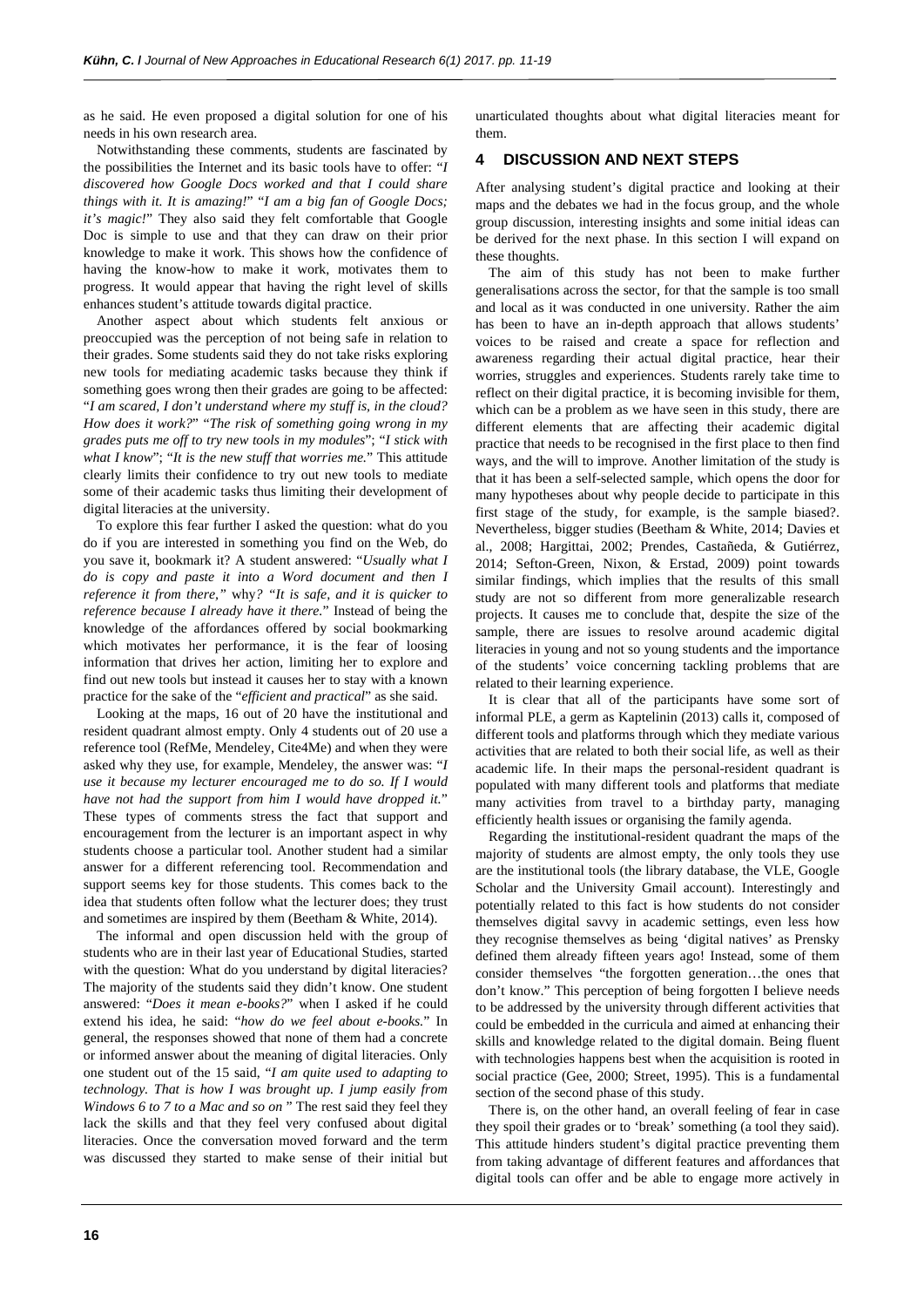as he said. He even proposed a digital solution for one of his needs in his own research area.

Notwithstanding these comments, students are fascinated by the possibilities the Internet and its basic tools have to offer: "*I discovered how Google Docs worked and that I could share things with it. It is amazing!*" "*I am a big fan of Google Docs; it's magic!*" They also said they felt comfortable that Google Doc is simple to use and that they can draw on their prior knowledge to make it work. This shows how the confidence of having the know-how to make it work, motivates them to progress. It would appear that having the right level of skills enhances student's attitude towards digital practice.

Another aspect about which students felt anxious or preoccupied was the perception of not being safe in relation to their grades. Some students said they do not take risks exploring new tools for mediating academic tasks because they think if something goes wrong then their grades are going to be affected: "*I am scared, I don't understand where my stuff is, in the cloud? How does it work?*" "*The risk of something going wrong in my grades puts me off to try new tools in my modules*"; "*I stick with what I know*"; "*It is the new stuff that worries me.*" This attitude clearly limits their confidence to try out new tools to mediate some of their academic tasks thus limiting their development of digital literacies at the university.

To explore this fear further I asked the question: what do you do if you are interested in something you find on the Web, do you save it, bookmark it? A student answered: "*Usually what I do is copy and paste it into a Word document and then I reference it from there,"* why*? "It is safe, and it is quicker to reference because I already have it there.*" Instead of being the knowledge of the affordances offered by social bookmarking which motivates her performance, it is the fear of loosing information that drives her action, limiting her to explore and find out new tools but instead it causes her to stay with a known practice for the sake of the "*efficient and practical*" as she said.

Looking at the maps, 16 out of 20 have the institutional and resident quadrant almost empty. Only 4 students out of 20 use a reference tool (RefMe, Mendeley, Cite4Me) and when they were asked why they use, for example, Mendeley, the answer was: "*I use it because my lecturer encouraged me to do so. If I would have not had the support from him I would have dropped it.*" These types of comments stress the fact that support and encouragement from the lecturer is an important aspect in why students choose a particular tool. Another student had a similar answer for a different referencing tool. Recommendation and support seems key for those students. This comes back to the idea that students often follow what the lecturer does; they trust and sometimes are inspired by them (Beetham & White, 2014).

The informal and open discussion held with the group of students who are in their last year of Educational Studies, started with the question: What do you understand by digital literacies? The majority of the students said they didn't know. One student answered: "*Does it mean e-books?*" when I asked if he could extend his idea, he said: "*how do we feel about e-books.*" In general, the responses showed that none of them had a concrete or informed answer about the meaning of digital literacies. Only one student out of the 15 said, "*I am quite used to adapting to technology. That is how I was brought up. I jump easily from Windows 6 to 7 to a Mac and so on* " The rest said they feel they lack the skills and that they feel very confused about digital literacies. Once the conversation moved forward and the term was discussed they started to make sense of their initial but unarticulated thoughts about what digital literacies meant for them.

## 4 DISCUSSION AND NEXT STEPS

After analysing student's digital practice and looking at their maps and the debates we had in the focus group, and the whole group discussion, interesting insights and some initial ideas can be derived for the next phase. In this section I will expand on these thoughts.

The aim of this study has not been to make further generalisations across the sector, for that the sample is too small and local as it was conducted in one university. Rather the aim has been to have an in-depth approach that allows students' voices to be raised and create a space for reflection and awareness regarding their actual digital practice, hear their worries, struggles and experiences. Students rarely take time to reflect on their digital practice, it is becoming invisible for them, which can be a problem as we have seen in this study, there are different elements that are affecting their academic digital practice that needs to be recognised in the first place to then find ways, and the will to improve. Another limitation of the study is that it has been a self-selected sample, which opens the door for many hypotheses about why people decide to participate in this first stage of the study, for example, is the sample biased?. Nevertheless, bigger studies (Beetham & White, 2014; Davies et al., 2008; Hargittai, 2002; Prendes, Castañeda, & Gutiérrez, 2014; Sefton-Green, Nixon, & Erstad, 2009) point towards similar findings, which implies that the results of this small study are not so different from more generalizable research projects. It causes me to conclude that, despite the size of the sample, there are issues to resolve around academic digital literacies in young and not so young students and the importance of the students' voice concerning tackling problems that are related to their learning experience.

It is clear that all of the participants have some sort of informal PLE, a germ as Kaptelinin (2013) calls it, composed of different tools and platforms through which they mediate various activities that are related to both their social life, as well as their academic life. In their maps the personal-resident quadrant is populated with many different tools and platforms that mediate many activities from travel to a birthday party, managing efficiently health issues or organising the family agenda.

Regarding the institutional-resident quadrant the maps of the majority of students are almost empty, the only tools they use are the institutional tools (the library database, the VLE, Google Scholar and the University Gmail account). Interestingly and potentially related to this fact is how students do not consider themselves digital savvy in academic settings, even less how they recognise themselves as being 'digital natives' as Prensky defined them already fifteen years ago! Instead, some of them consider themselves "the forgotten generation…the ones that don't know." This perception of being forgotten I believe needs to be addressed by the university through different activities that could be embedded in the curricula and aimed at enhancing their skills and knowledge related to the digital domain. Being fluent with technologies happens best when the acquisition is rooted in social practice (Gee, 2000; Street, 1995). This is a fundamental section of the second phase of this study.

There is, on the other hand, an overall feeling of fear in case they spoil their grades or to 'break' something (a tool they said). This attitude hinders student's digital practice preventing them from taking advantage of different features and affordances that digital tools can offer and be able to engage more actively in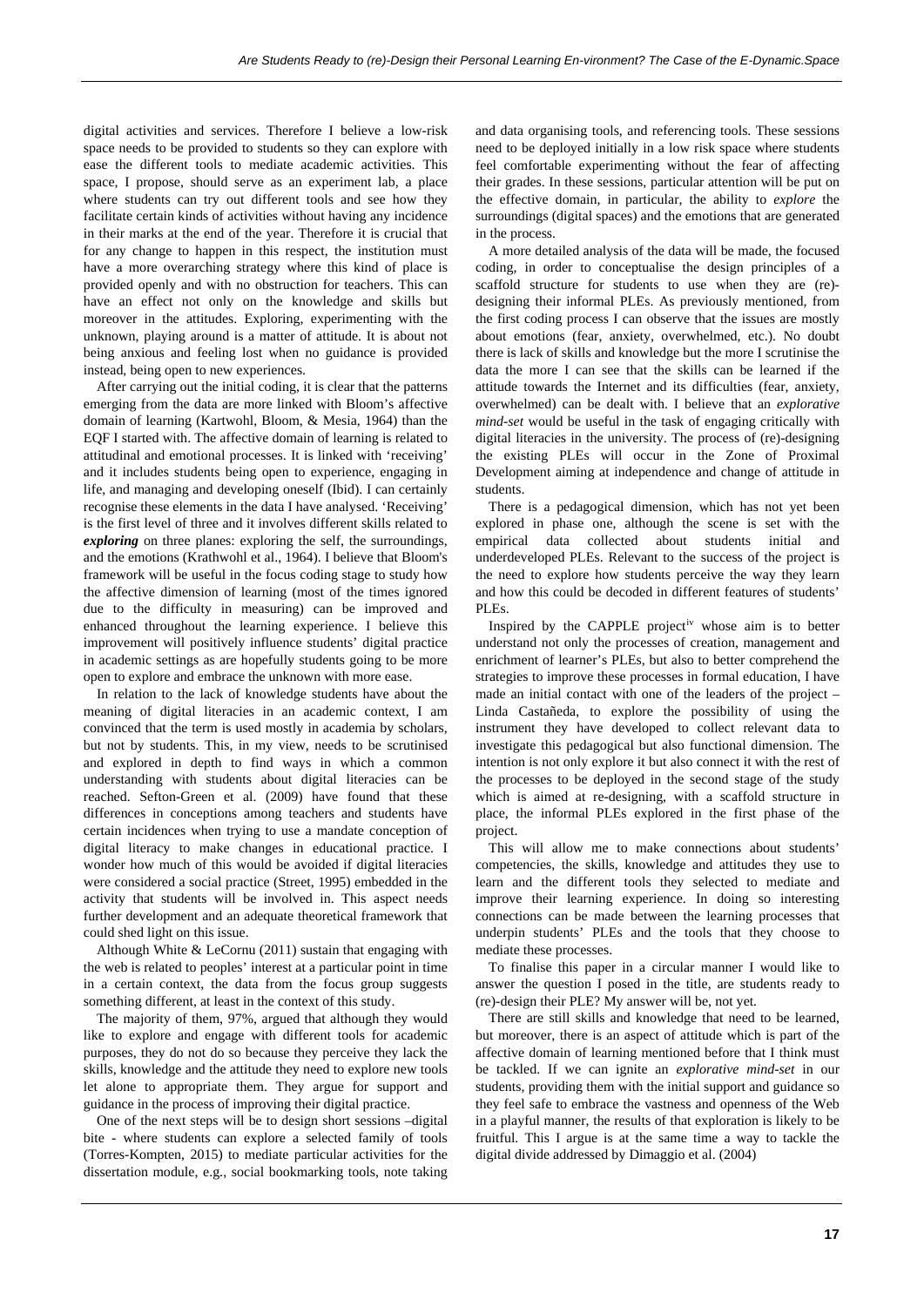digital activities and services. Therefore I believe a low-risk space needs to be provided to students so they can explore with ease the different tools to mediate academic activities. This space, I propose, should serve as an experiment lab, a place where students can try out different tools and see how they facilitate certain kinds of activities without having any incidence in their marks at the end of the year. Therefore it is crucial that for any change to happen in this respect, the institution must have a more overarching strategy where this kind of place is provided openly and with no obstruction for teachers. This can have an effect not only on the knowledge and skills but moreover in the attitudes. Exploring, experimenting with the unknown, playing around is a matter of attitude. It is about not being anxious and feeling lost when no guidance is provided instead, being open to new experiences.

After carrying out the initial coding, it is clear that the patterns emerging from the data are more linked with Bloom's affective domain of learning (Kartwohl, Bloom, & Mesia, 1964) than the EQF I started with. The affective domain of learning is related to attitudinal and emotional processes. It is linked with 'receiving' and it includes students being open to experience, engaging in life, and managing and developing oneself (Ibid). I can certainly recognise these elements in the data I have analysed. 'Receiving' is the first level of three and it involves different skills related to ***exploring*** on three planes: exploring the self, the surroundings, and the emotions (Krathwohl et al., 1964). I believe that Bloom's framework will be useful in the focus coding stage to study how the affective dimension of learning (most of the times ignored due to the difficulty in measuring) can be improved and enhanced throughout the learning experience. I believe this improvement will positively influence students' digital practice in academic settings as are hopefully students going to be more open to explore and embrace the unknown with more ease.

In relation to the lack of knowledge students have about the meaning of digital literacies in an academic context, I am convinced that the term is used mostly in academia by scholars, but not by students. This, in my view, needs to be scrutinised and explored in depth to find ways in which a common understanding with students about digital literacies can be reached. Sefton-Green et al. (2009) have found that these differences in conceptions among teachers and students have certain incidences when trying to use a mandate conception of digital literacy to make changes in educational practice. I wonder how much of this would be avoided if digital literacies were considered a social practice (Street, 1995) embedded in the activity that students will be involved in. This aspect needs further development and an adequate theoretical framework that could shed light on this issue.

Although White & LeCornu (2011) sustain that engaging with the web is related to peoples' interest at a particular point in time in a certain context, the data from the focus group suggests something different, at least in the context of this study.

The majority of them, 97%, argued that although they would like to explore and engage with different tools for academic purposes, they do not do so because they perceive they lack the skills, knowledge and the attitude they need to explore new tools let alone to appropriate them. They argue for support and guidance in the process of improving their digital practice.

One of the next steps will be to design short sessions –digital bite - where students can explore a selected family of tools (Torres-Kompten, 2015) to mediate particular activities for the dissertation module, e.g., social bookmarking tools, note taking and data organising tools, and referencing tools. These sessions need to be deployed initially in a low risk space where students feel comfortable experimenting without the fear of affecting their grades. In these sessions, particular attention will be put on the effective domain, in particular, the ability to *explore* the surroundings (digital spaces) and the emotions that are generated in the process.

A more detailed analysis of the data will be made, the focused coding, in order to conceptualise the design principles of a scaffold structure for students to use when they are (re)-designing their informal PLEs. As previously mentioned, from the first coding process I can observe that the issues are mostly about emotions (fear, anxiety, overwhelmed, etc.). No doubt there is lack of skills and knowledge but the more I scrutinise the data the more I can see that the skills can be learned if the attitude towards the Internet and its difficulties (fear, anxiety, overwhelmed) can be dealt with. I believe that an *explorative mind-set* would be useful in the task of engaging critically with digital literacies in the university. The process of (re)-designing the existing PLEs will occur in the Zone of Proximal Development aiming at independence and change of attitude in students.

There is a pedagogical dimension, which has not yet been explored in phase one, although the scene is set with the empirical data collected about students initial and underdeveloped PLEs. Relevant to the success of the project is the need to explore how students perceive the way they learn and how this could be decoded in different features of students' PLEs.

Inspired by the CAPPLE project[iv] whose aim is to better understand not only the processes of creation, management and enrichment of learner's PLEs, but also to better comprehend the strategies to improve these processes in formal education, I have made an initial contact with one of the leaders of the project – Linda Castañeda, to explore the possibility of using the instrument they have developed to collect relevant data to investigate this pedagogical but also functional dimension. The intention is not only explore it but also connect it with the rest of the processes to be deployed in the second stage of the study which is aimed at re-designing, with a scaffold structure in place, the informal PLEs explored in the first phase of the project.

This will allow me to make connections about students' competencies, the skills, knowledge and attitudes they use to learn and the different tools they selected to mediate and improve their learning experience. In doing so interesting connections can be made between the learning processes that underpin students' PLEs and the tools that they choose to mediate these processes.

To finalise this paper in a circular manner I would like to answer the question I posed in the title, are students ready to (re)-design their PLE? My answer will be, not yet.

There are still skills and knowledge that need to be learned, but moreover, there is an aspect of attitude which is part of the affective domain of learning mentioned before that I think must be tackled. If we can ignite an *explorative mind-set* in our students, providing them with the initial support and guidance so they feel safe to embrace the vastness and openness of the Web in a playful manner, the results of that exploration is likely to be fruitful. This I argue is at the same time a way to tackle the digital divide addressed by Dimaggio et al. (2004)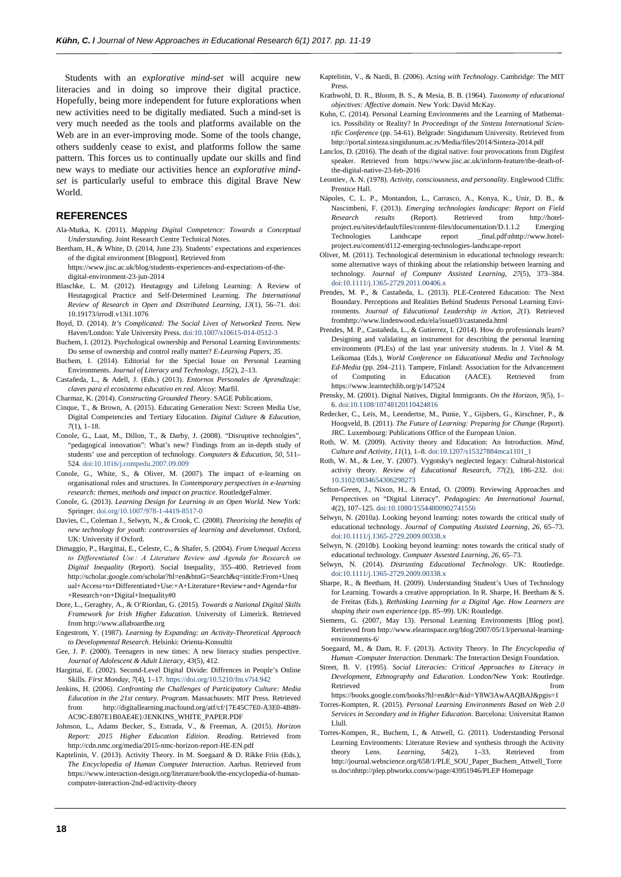Students with an *explorative mind-set* will acquire new literacies and in doing so improve their digital practice. Hopefully, being more independent for future explorations when new activities need to be digitally mediated. Such a mind-set is very much needed as the tools and platforms available on the Web are in an ever-improving mode. Some of the tools change, others suddenly cease to exist, and platforms follow the same pattern. This forces us to continually update our skills and find new ways to mediate our activities hence an *explorative mind-set* is particularly useful to embrace this digital Brave New World.

## REFERENCES

Ala-Mutka, K. (2011). *Mapping Digital Competence: Towards a Conceptual Understanding*. Joint Research Centre Technical Notes.

Beetham, H., & White, D. (2014, June 23). Students' expectations and experiences of the digital environment [Blogpost]. Retrieved from https://www.jisc.ac.uk/blog/students-experiences-and-expectations-of-the-digital-environment-23-jun-2014

Blaschke, L. M. (2012). Heutagogy and Lifelong Learning: A Review of Heutagogical Practice and Self-Determined Learning. *The International Review of Research in Open and Distributed Learning*, *13*(1), 56–71. doi: 10.19173/irrodl.v13i1.1076

Boyd, D. (2014). *It's Complicated: The Social Lives of Networked Teens*. New Haven/London: Yale University Press. doi:10.1007/s10615-014-0512-3

Buchem, I. (2012). Psychological ownership and Personal Learning Environments: Do sense of ownership and control really matter? *E-Learning Papers*, *35*.

Buchem, I. (2014). Editorial for the Special Issue on Personal Learning Environments. *Journal of Literacy and Technology*, *15*(2), 2–13.

Castañeda, L., & Adell, J. (Eds.) (2013). *Entornos Personales de Aprendizaje: claves para el ecosistema educativo en red*. Alcoy: Marfil.

Charmaz, K. (2014). *Constructing Grounded Theory*. SAGE Publications.

Cinque, T., & Brown, A. (2015). Educating Generation Next: Screen Media Use, Digital Competencies and Tertiary Education. *Digital Culture & Education*, *7*(1), 1–18.

Conole, G., Laat, M., Dillon, T., & Darby, J. (2008). "Disruptive technolgies", "pedagogical innovation": What's new? Findings from an in-depth study of students' use and perception of technology. *Computers & Education*, *50*, 511–524. doi:10.1016/j.compedu.2007.09.009

Conole, G., White, S., & Oliver, M. (2007). The impact of e-learning on organisational roles and structures. In *Contemporary perspectives in e-learning research: themes, methods and impact on practice*. RoutledgeFalmer.

Conole, G. (2013). *Learning Design for Learning in an Open World*. New York: Springer. doi.org/10.1007/978-1-4419-8517-0

Davies, C., Coleman J., Selwyn, N., & Crook, C. (2008). *Theorising the benefits of new technology for youth: controversies of learning and develomnet*. Oxford, UK: University if Oxford.

Dimaggio, P., Hargittai, E., Celeste, C., & Shafer, S. (2004). *From Unequal Access to Differentiated Use : A Literature Review and Agenda for Research on Digital Inequality* (Report). Social Inequality, 355–400. Retrieved from http://scholar.google.com/scholar?hl=en&btnG=Search&q=intitle:From+Unequal+Access+to+Differentiated+Use:+A+Literature+Review+and+Agenda+for+Research+on+Digital+Inequality#0

Dore, L., Geraghty, A., & O'Riordan, G. (2015). *Towards a National Digital Skills Framework for Irish Higher Education*. University of Limerick. Retrieved from http://www.allaboardhe.org

Engestrom, Y. (1987). *Learning by Expanding: an Activity-Theoretical Approach to Developmental Research*. Helsinki: Orienta-Konsultit

Gee, J. P. (2000). Teenagers in new times: A new literacy studies perspective. *Journal of Adolescent & Adult Literacy*, *43*(5), 412.

Hargittai, E. (2002). Second-Level Digital Divide: Diffrences in People's Online Skills. *First Monday*, *7*(4), 1–17. https://doi.org/10.5210/fm.v7i4.942

Jenkins, H. (2006). *Confronting the Challenges of Participatory Culture: Media Education in the 21st century*. *Program*. Massachusets: MIT Press. Retrieved from http://digitallearning.macfound.org/atf/cf/{7E45C7E0-A3E0-4B89-AC9C-E807E1B0AE4E}/JENKINS_WHITE_PAPER.PDF

Johnson, L., Adams Becker, S., Estrada, V., & Freeman, A. (2015). *Horizon Report: 2015 Higher Education Edition*. *Reading*. Retrieved from http://cdn.nmc.org/media/2015-nmc-horizon-report-HE-EN.pdf

Kaptelinin, V. (2013). Activity Theory. In M. Soegaard & D. Rikke Friis (Eds.), *The Encyclopedia of Human Computer Interaction*. Aarhus. Retrieved from https://www.interaction-design.org/literature/book/the-encyclopedia-of-human-computer-interaction-2nd-ed/activity-theory

Kaptelinin, V., & Nardi, B. (2006). *Acting with Technology*. Cambridge: The MIT Press.

Krathwohl, D. R., Bloom, B. S., & Mesia, B. B. (1964). *Taxonomy of educational objectives: Affective domain*. New York: David McKay.

Kuhn, C. (2014). Personal Learning Environments and the Learning of Mathematics. Possibility or Reality? In *Proceedings of the Sinteza International Scientific Conference* (pp. 54-61). Belgrade: Singidunum University. Retrieved from http://portal.sinteza.singidunum.ac.rs/Media/files/2014/Sinteza-2014.pdf

Lanclos, D. (2016). The death of the digital native: four provocations from Digifest speaker. Retrieved from https://www.jisc.ac.uk/inform-feature/the-death-of-the-digital-native-23-feb-2016

Leontiev, A. N. (1978). *Activity, consciousness, and personality*. Englewood Cliffs: Prentice Hall.

Nápoles, C. L. P., Montandon, L., Carrasco, A., Konya, K., Unir, D. B., & Nascimbeni, F. (2013). *Emerging technologies landscape: Report on Field Research results* (Report). Retrieved from http://hotel-project.eu/sites/default/files/content-files/documentation/D.1.1.2 Emerging Technologies Landscape report _final.pdf\nhttp://www.hotel-project.eu/content/d112-emerging-technologies-landscape-report

Oliver, M. (2011). Technological determinism in educational technology research: some alternative ways of thinking about the relationship between learning and technology. *Journal of Computer Assisted Learning*, *27*(5), 373–384. doi:10.1111/j.1365-2729.2011.00406.x

Prendes, M. P., & Castañeda, L. (2013). PLE-Centered Education: The Next Boundary. Perceptions and Realities Behind Students Personal Learning Environments. *Journal of Educational Leadership in Action*, *2*(1). Retrieved fromhttp://www.lindenwood.edu/ela/issue03/castaneda.html

Prendes, M. P., Castañeda, L., & Gutierrez, I. (2014). How do professionals learn? Designing and validating an instrument for describing the personal learning environments (PLEs) of the last year university students. In J. Vitel & M. Leikomaa (Eds.), *World Conference on Educational Media and Technology Ed-Media* (pp. 204–211). Tampere, Finland: Association for the Advancement of Computing in Education (AACE). Retrieved from https://www.learntechlib.org/p/147524

Prensky, M. (2001). Digital Natives, Digital Immigrants. *On the Horizon*, *9*(5), 1–6. doi:10.1108/10748120110424816

Redecker, C., Leis, M., Leendertse, M., Punie, Y., Gijsbers, G., Kirschner, P., & Hoogveld, B. (2011). *The Future of Learning: Preparing for Change* (Report). JRC. Luxembourg: Publications Office of the European Union.

Roth, W. M. (2009). Activity theory and Education: An Introduction. *Mind, Culture and Activity*, *11*(1), 1–8. doi:10.1207/s15327884mca1101_1

Roth, W. M., & Lee, Y. (2007). Vygotsky's neglected legacy: Cultural-historical activiy theory. *Review of Educational Research*, *77*(2), 186–232. doi: 10.3102/0034654306298273

Sefton-Green, J., Nixon, H., & Erstad, O. (2009). Reviewing Approaches and Perspectives on "Digital Literacy". *Pedagogies: An International Journal*, *4*(2), 107–125. doi:10.1080/15544800902741556

Selwyn, N. (2010a). Looking beyond learning: notes towards the critical study of educational technology. *Journal of Computing Assisted Learning*, *26*, 65–73. doi:10.1111/j.1365-2729.2009.00338.x

Selwyn, N. (2010b). Looking beyond learning: notes towards the critical study of educational technology. *Computer Assested Learning*, *26*, 65–73.

Selwyn, N. (2014). *Distrusting Educational Technology*. UK: Routledge. doi:10.1111/j.1365-2729.2009.00338.x

Sharpe, R., & Beetham, H. (2009). Understanding Student's Uses of Technology for Learning. Towards a creative appropriation. In R. Sharpe, H. Beetham & S. de Freitas (Eds.), *Rethinking Learning for a Digital Age. How Learners are shaping their own experience* (pp. 85–99). UK: Routledge.

Siemens, G. (2007, May 13). Personal Learning Environments [Blog post]. Retrieved from http://www.elearnspace.org/blog/2007/05/13/personal-learning-environments-6/

Soegaard, M., & Dam, R. F. (2013). Activity Theory. In *The Encyclopedia of Human -Computer Interaction*. Denmark: The Interaction Design Foundation.

Street, B. V. (1995). *Social Literacies: Critical Approaches to Literacy in Development, Ethnography and Education*. London/New York: Routledge. Retrieved from https://books.google.com/books?hl=en&lr=&id=Y8W3AwAAQBAJ&pgis=1

Torres-Kompten, R. (2015). *Personal Learning Environments Based on Web 2.0 Services in Secondary and in Higher Education*. Barcelona: Universitat Ramon Llull.

Torres-Kompen, R., Buchem, I., & Attwell, G. (2011). Understanding Personal Learning Environments: Literature Review and synthesis through the Activity theory Lens. *Learning*, *54*(2), 1–33. Retrieved from http://journal.webscience.org/658/1/PLE_SOU_Paper_Buchem_Attwell_Torress.doc\nhttp://plep.pbworks.com/w/page/43951946/PLEP Homepage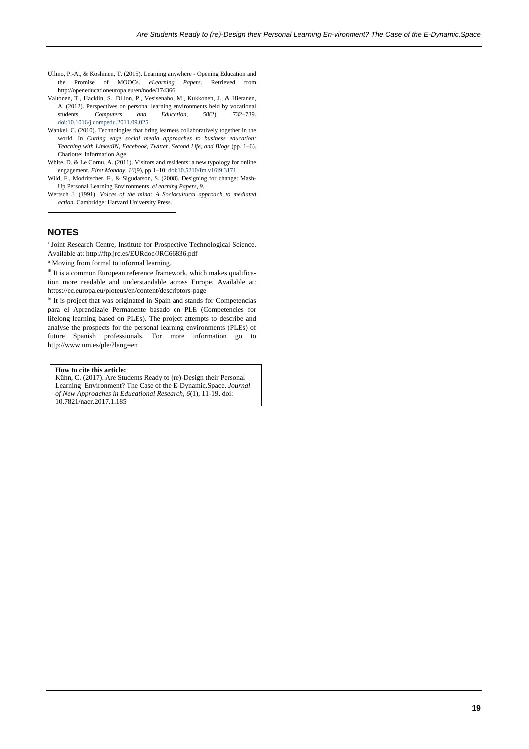Ullmo, P.-A., & Koshinen, T. (2015). Learning anywhere - Opening Education and the Promise of MOOCs. *eLearning Papers*. Retrieved from http://openeducationeuropa.eu/en/node/174366

Valtonen, T., Hacklin, S., Dillon, P., Vesisenaho, M., Kukkonen, J., & Hietanen, A. (2012). Perspectives on personal learning environments held by vocational students. *Computers and Education*, *58*(2), 732–739. doi:10.1016/j.compedu.2011.09.025

Wankel, C. (2010). Technologies that bring learners collaboratively together in the world. In *Cutting edge social media approaches to business education: Teaching with LinkedIN, Facebook, Twitter, Second Life, and Blogs* (pp. 1–6). Charlotte: Information Age.

White, D. & Le Cornu, A. (2011). Visitors and residents: a new typology for online engagement. *First Monday*, *16*(9), pp.1–10. doi:10.5210/fm.v16i9.3171

Wild, F., Modritscher, F., & Sigudarson, S. (2008). Designing for change: Mash-Up Personal Learning Environments. *eLearning Papers*, *9*.

Wertsch J. (1991). *Voices of the mind: A Sociocultural approach to mediated action*. Cambridge: Harvard University Press.

## NOTES

[i] Joint Research Centre, Institute for Prospective Technological Science. Available at: http://ftp.jrc.es/EURdoc/JRC66836.pdf

[ii] Moving from formal to informal learning.

[iii] It is a common European reference framework, which makes qualification more readable and understandable across Europe. Available at: https://ec.europa.eu/ploteus/en/content/descriptors-page

[iv] It is project that was originated in Spain and stands for Competencias para el Aprendizaje Permanente basado en PLE (Competencies for lifelong learning based on PLEs). The project attempts to describe and analyse the prospects for the personal learning environments (PLEs) of future Spanish professionals. For more information go to http://www.um.es/ple/?lang=en

**How to cite this article:**
Kühn, C. (2017). Are Students Ready to (re)-Design their Personal Learning Environment? The Case of the E-Dynamic.Space. *Journal of New Approaches in Educational Research*, *6*(1), 11-19. doi: 10.7821/naer.2017.1.185